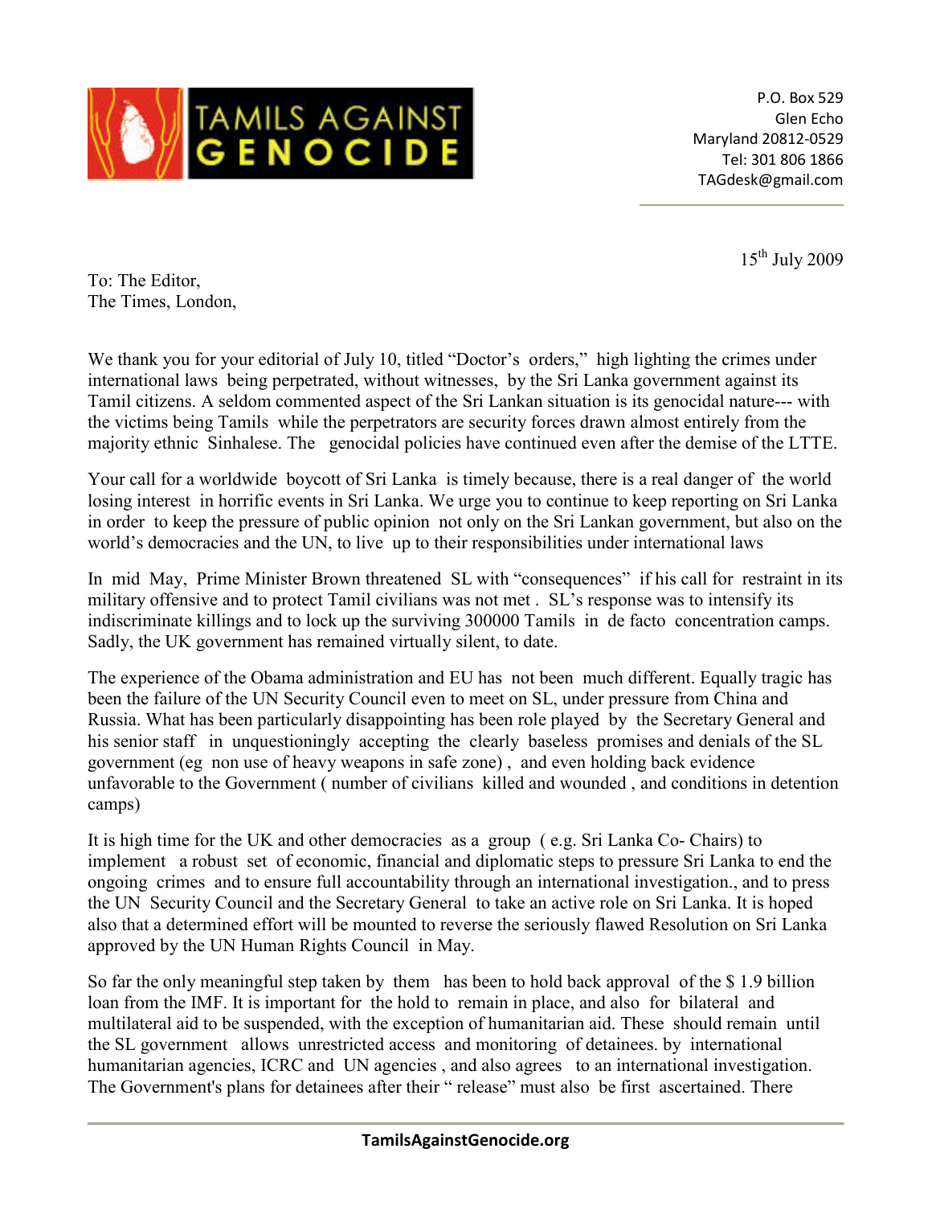TAMILS AGAINST GENOCIDE

P.O. Box 529
Glen Echo
Maryland 20812-0529
Tel: 301 806 1866
TAGdesk@gmail.com

15th July 2009

To: The Editor,
The Times, London,

We thank you for your editorial of July 10, titled "Doctor's orders," high lighting the crimes under international laws being perpetrated, without witnesses, by the Sri Lanka government against its Tamil citizens. A seldom commented aspect of the Sri Lankan situation is its genocidal nature--- with the victims being Tamils while the perpetrators are security forces drawn almost entirely from the majority ethnic Sinhalese. The genocidal policies have continued even after the demise of the LTTE.

Your call for a worldwide boycott of Sri Lanka is timely because, there is a real danger of the world losing interest in horrific events in Sri Lanka. We urge you to continue to keep reporting on Sri Lanka in order to keep the pressure of public opinion not only on the Sri Lankan government, but also on the world's democracies and the UN, to live up to their responsibilities under international laws

In mid May, Prime Minister Brown threatened SL with "consequences" if his call for restraint in its military offensive and to protect Tamil civilians was not met . SL's response was to intensify its indiscriminate killings and to lock up the surviving 300000 Tamils in de facto concentration camps. Sadly, the UK government has remained virtually silent, to date.

The experience of the Obama administration and EU has not been much different. Equally tragic has been the failure of the UN Security Council even to meet on SL, under pressure from China and Russia. What has been particularly disappointing has been role played by the Secretary General and his senior staff in unquestioningly accepting the clearly baseless promises and denials of the SL government (eg non use of heavy weapons in safe zone) , and even holding back evidence unfavorable to the Government ( number of civilians killed and wounded , and conditions in detention camps)

It is high time for the UK and other democracies as a group ( e.g. Sri Lanka Co- Chairs) to implement a robust set of economic, financial and diplomatic steps to pressure Sri Lanka to end the ongoing crimes and to ensure full accountability through an international investigation., and to press the UN Security Council and the Secretary General to take an active role on Sri Lanka. It is hoped also that a determined effort will be mounted to reverse the seriously flawed Resolution on Sri Lanka approved by the UN Human Rights Council in May.

So far the only meaningful step taken by them has been to hold back approval of the $ 1.9 billion loan from the IMF. It is important for the hold to remain in place, and also for bilateral and multilateral aid to be suspended, with the exception of humanitarian aid. These should remain until the SL government allows unrestricted access and monitoring of detainees. by international humanitarian agencies, ICRC and UN agencies , and also agrees to an international investigation. The Government's plans for detainees after their " release" must also be first ascertained. There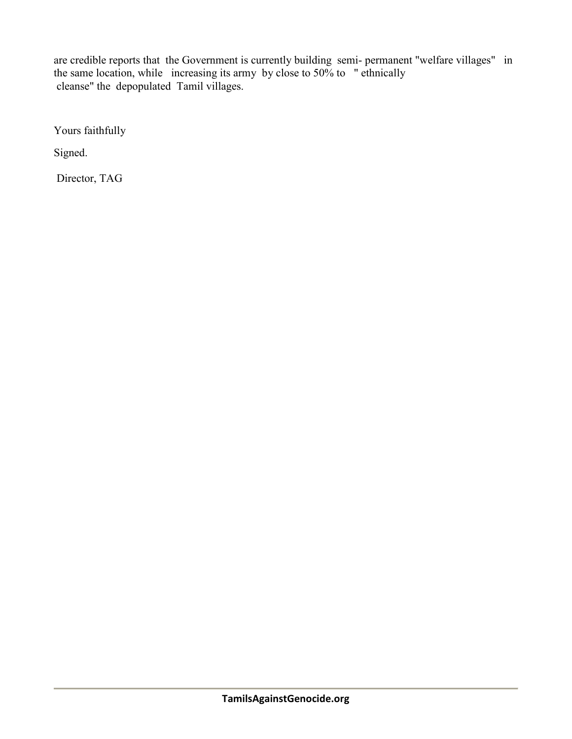are credible reports that the Government is currently building semi- permanent "welfare villages" in the same location, while increasing its army by close to 50% to " ethnically cleanse" the depopulated Tamil villages.

Yours faithfully

Signed.

Director, TAG